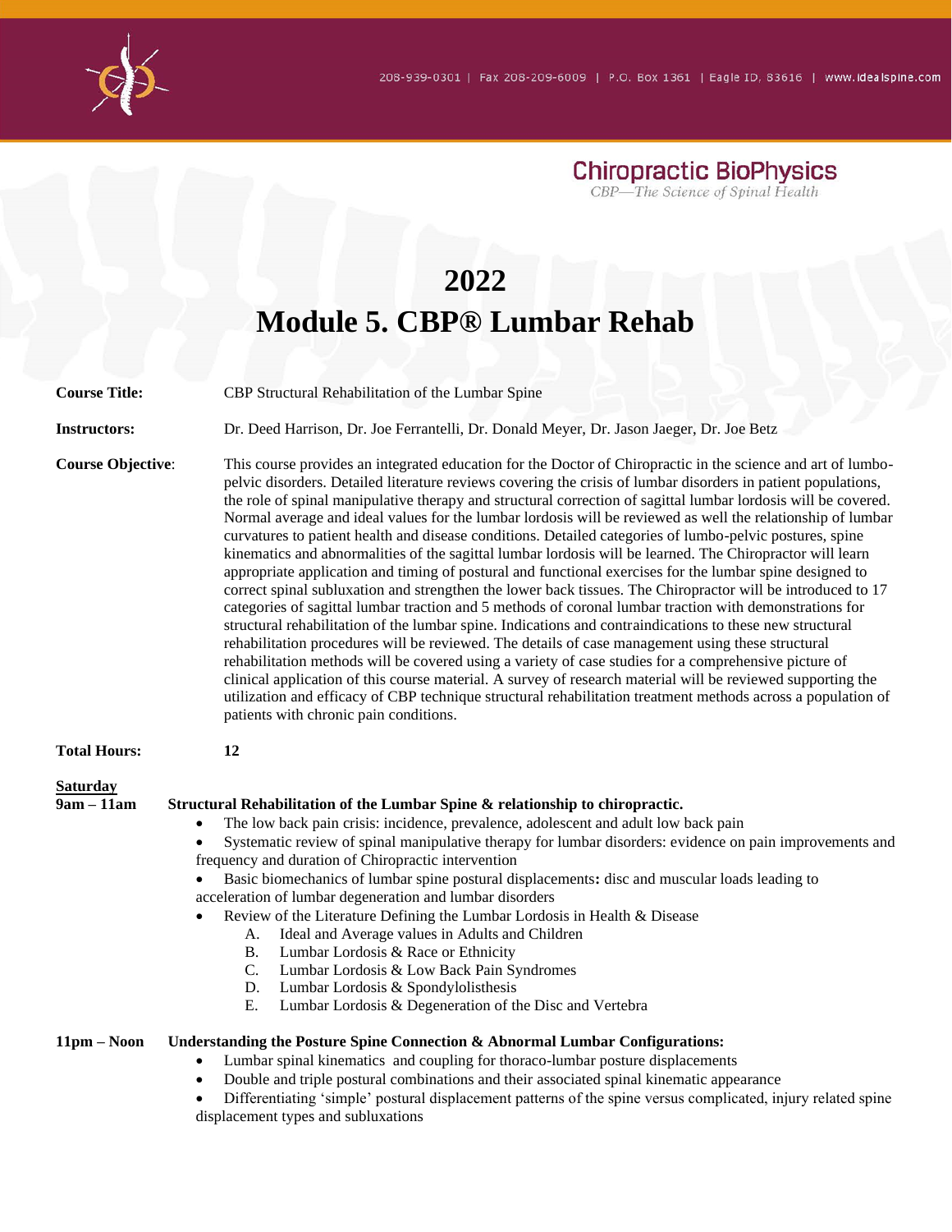208-939-0301 | Fax 208-209-6009 | P.O. Box 1361 | Eagle ID, 83616 | www.idealspine.com

**Chiropractic BioPhysics**
*CBP—The Science of Spinal Health*

# 2022
# Module 5. CBP® Lumbar Rehab

**Course Title:** CBP Structural Rehabilitation of the Lumbar Spine

**Instructors:** Dr. Deed Harrison, Dr. Joe Ferrantelli, Dr. Donald Meyer, Dr. Jason Jaeger, Dr. Joe Betz

**Course Objective**: This course provides an integrated education for the Doctor of Chiropractic in the science and art of lumbo-pelvic disorders. Detailed literature reviews covering the crisis of lumbar disorders in patient populations, the role of spinal manipulative therapy and structural correction of sagittal lumbar lordosis will be covered. Normal average and ideal values for the lumbar lordosis will be reviewed as well the relationship of lumbar curvatures to patient health and disease conditions. Detailed categories of lumbo-pelvic postures, spine kinematics and abnormalities of the sagittal lumbar lordosis will be learned. The Chiropractor will learn appropriate application and timing of postural and functional exercises for the lumbar spine designed to correct spinal subluxation and strengthen the lower back tissues. The Chiropractor will be introduced to 17 categories of sagittal lumbar traction and 5 methods of coronal lumbar traction with demonstrations for structural rehabilitation of the lumbar spine. Indications and contraindications to these new structural rehabilitation procedures will be reviewed. The details of case management using these structural rehabilitation methods will be covered using a variety of case studies for a comprehensive picture of clinical application of this course material. A survey of research material will be reviewed supporting the utilization and efficacy of CBP technique structural rehabilitation treatment methods across a population of patients with chronic pain conditions.

**Total Hours:** **12**

**Saturday**

**9am – 11am** **Structural Rehabilitation of the Lumbar Spine & relationship to chiropractic.**

- The low back pain crisis: incidence, prevalence, adolescent and adult low back pain
- Systematic review of spinal manipulative therapy for lumbar disorders: evidence on pain improvements and frequency and duration of Chiropractic intervention
- Basic biomechanics of lumbar spine postural displacements**:** disc and muscular loads leading to acceleration of lumbar degeneration and lumbar disorders
- Review of the Literature Defining the Lumbar Lordosis in Health & Disease
  - A. Ideal and Average values in Adults and Children
  - B. Lumbar Lordosis & Race or Ethnicity
  - C. Lumbar Lordosis & Low Back Pain Syndromes
  - D. Lumbar Lordosis & Spondylolisthesis
  - E. Lumbar Lordosis & Degeneration of the Disc and Vertebra

**11pm – Noon** **Understanding the Posture Spine Connection & Abnormal Lumbar Configurations:**

- Lumbar spinal kinematics and coupling for thoraco-lumbar posture displacements
- Double and triple postural combinations and their associated spinal kinematic appearance
- Differentiating 'simple' postural displacement patterns of the spine versus complicated, injury related spine displacement types and subluxations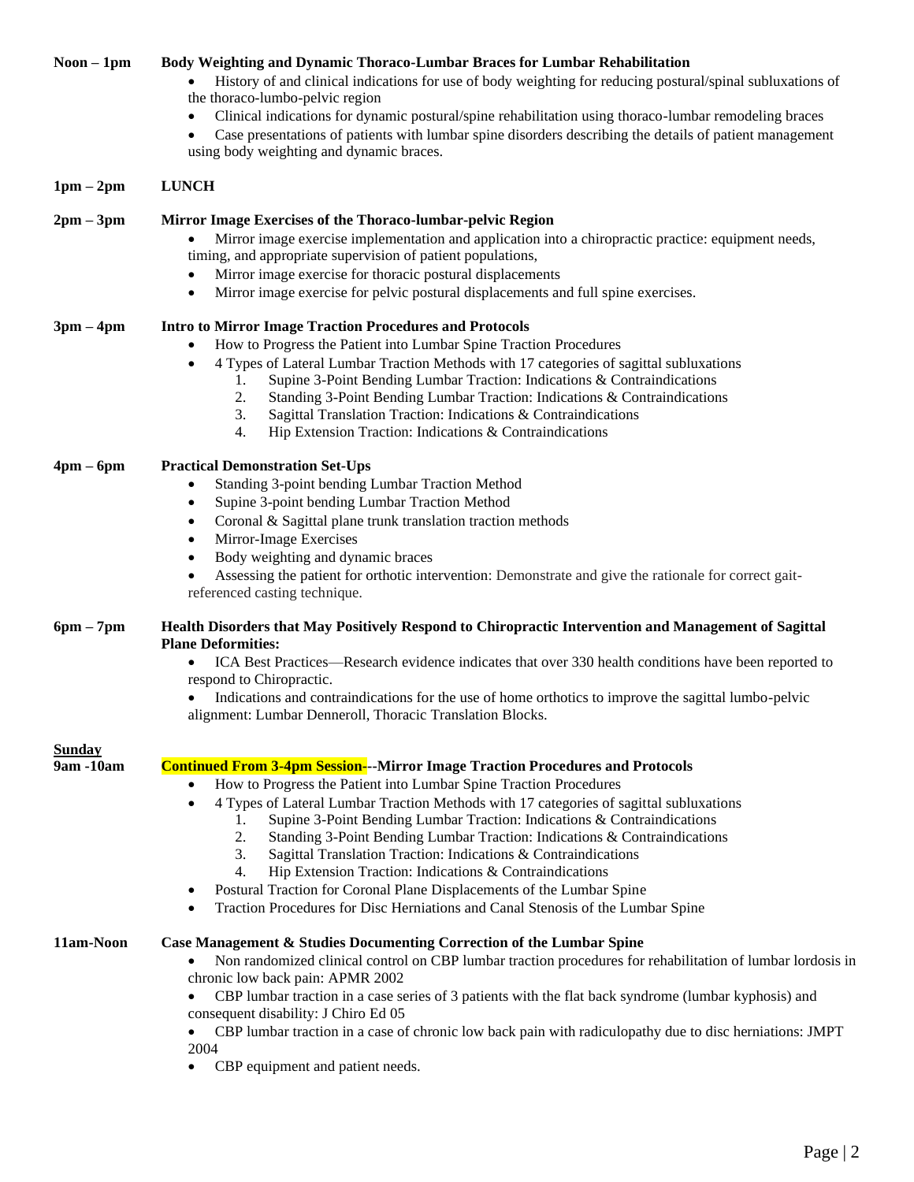**Noon – 1pm** **Body Weighting and Dynamic Thoraco-Lumbar Braces for Lumbar Rehabilitation**

- History of and clinical indications for use of body weighting for reducing postural/spinal subluxations of the thoraco-lumbo-pelvic region
- Clinical indications for dynamic postural/spine rehabilitation using thoraco-lumbar remodeling braces
- Case presentations of patients with lumbar spine disorders describing the details of patient management using body weighting and dynamic braces.

**1pm – 2pm** **LUNCH**

**2pm – 3pm** **Mirror Image Exercises of the Thoraco-lumbar-pelvic Region**

- Mirror image exercise implementation and application into a chiropractic practice: equipment needs, timing, and appropriate supervision of patient populations,
- Mirror image exercise for thoracic postural displacements
- Mirror image exercise for pelvic postural displacements and full spine exercises.

**3pm – 4pm** **Intro to Mirror Image Traction Procedures and Protocols**

- How to Progress the Patient into Lumbar Spine Traction Procedures
- 4 Types of Lateral Lumbar Traction Methods with 17 categories of sagittal subluxations
  1. Supine 3-Point Bending Lumbar Traction: Indications & Contraindications
  2. Standing 3-Point Bending Lumbar Traction: Indications & Contraindications
  3. Sagittal Translation Traction: Indications & Contraindications
  4. Hip Extension Traction: Indications & Contraindications

**4pm – 6pm** **Practical Demonstration Set-Ups**

- Standing 3-point bending Lumbar Traction Method
- Supine 3-point bending Lumbar Traction Method
- Coronal & Sagittal plane trunk translation traction methods
- Mirror-Image Exercises
- Body weighting and dynamic braces
- Assessing the patient for orthotic intervention: Demonstrate and give the rationale for correct gait-referenced casting technique.

**6pm – 7pm** **Health Disorders that May Positively Respond to Chiropractic Intervention and Management of Sagittal Plane Deformities:**

- ICA Best Practices—Research evidence indicates that over 330 health conditions have been reported to respond to Chiropractic.
- Indications and contraindications for the use of home orthotics to improve the sagittal lumbo-pelvic alignment: Lumbar Denneroll, Thoracic Translation Blocks.

**Sunday**

**9am -10am** **Continued From 3-4pm Session---Mirror Image Traction Procedures and Protocols**

- How to Progress the Patient into Lumbar Spine Traction Procedures
- 4 Types of Lateral Lumbar Traction Methods with 17 categories of sagittal subluxations
  1. Supine 3-Point Bending Lumbar Traction: Indications & Contraindications
  2. Standing 3-Point Bending Lumbar Traction: Indications & Contraindications
  3. Sagittal Translation Traction: Indications & Contraindications
  4. Hip Extension Traction: Indications & Contraindications
- Postural Traction for Coronal Plane Displacements of the Lumbar Spine
- Traction Procedures for Disc Herniations and Canal Stenosis of the Lumbar Spine

**11am-Noon** **Case Management & Studies Documenting Correction of the Lumbar Spine**

- Non randomized clinical control on CBP lumbar traction procedures for rehabilitation of lumbar lordosis in chronic low back pain: APMR 2002
- CBP lumbar traction in a case series of 3 patients with the flat back syndrome (lumbar kyphosis) and consequent disability: J Chiro Ed 05
- CBP lumbar traction in a case of chronic low back pain with radiculopathy due to disc herniations: JMPT 2004
- CBP equipment and patient needs.